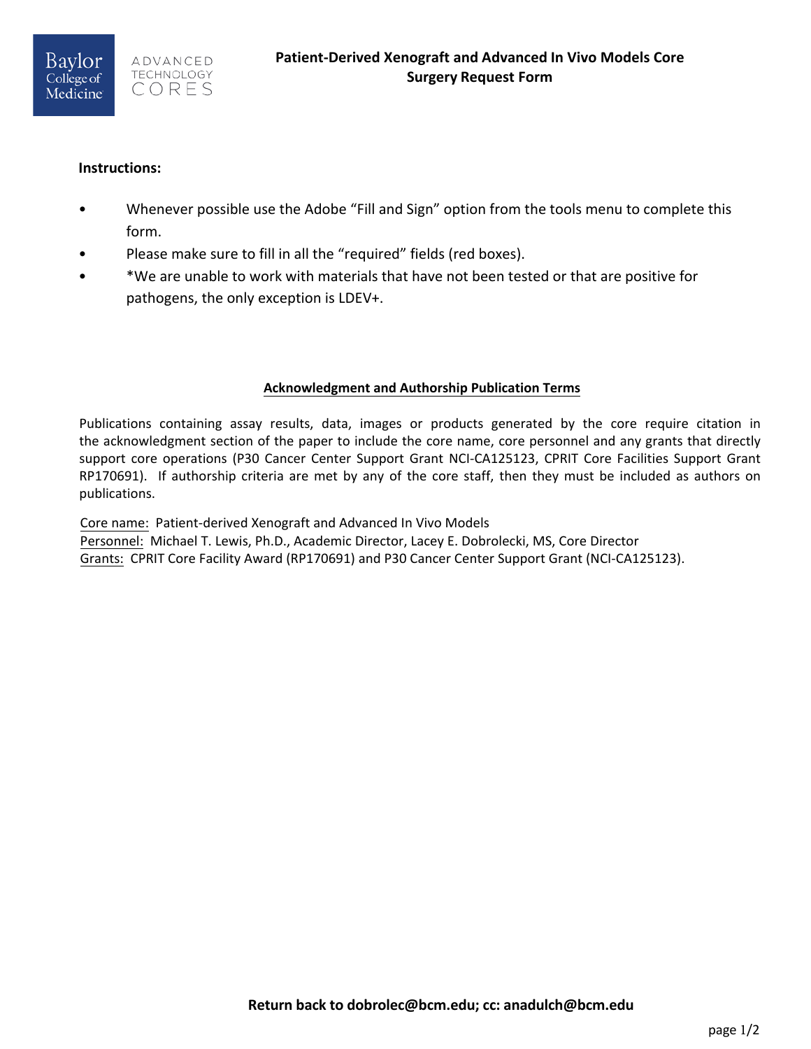Baylor College of Medicine ADVANCED TECHNOLOGY CORES

# Patient-Derived Xenograft and Advanced In Vivo Models Core
# Surgery Request Form

**Instructions:**

- Whenever possible use the Adobe "Fill and Sign" option from the tools menu to complete this form.
- Please make sure to fill in all the "required" fields (red boxes).
- *We are unable to work with materials that have not been tested or that are positive for pathogens, the only exception is LDEV+.

## Acknowledgment and Authorship Publication Terms

Publications containing assay results, data, images or products generated by the core require citation in the acknowledgment section of the paper to include the core name, core personnel and any grants that directly support core operations (P30 Cancer Center Support Grant NCI-CA125123, CPRIT Core Facilities Support Grant RP170691). If authorship criteria are met by any of the core staff, then they must be included as authors on publications.

Core name: Patient-derived Xenograft and Advanced In Vivo Models
Personnel: Michael T. Lewis, Ph.D., Academic Director, Lacey E. Dobrolecki, MS, Core Director
Grants: CPRIT Core Facility Award (RP170691) and P30 Cancer Center Support Grant (NCI-CA125123).

**Return back to dobrolec@bcm.edu; cc: anadulch@bcm.edu**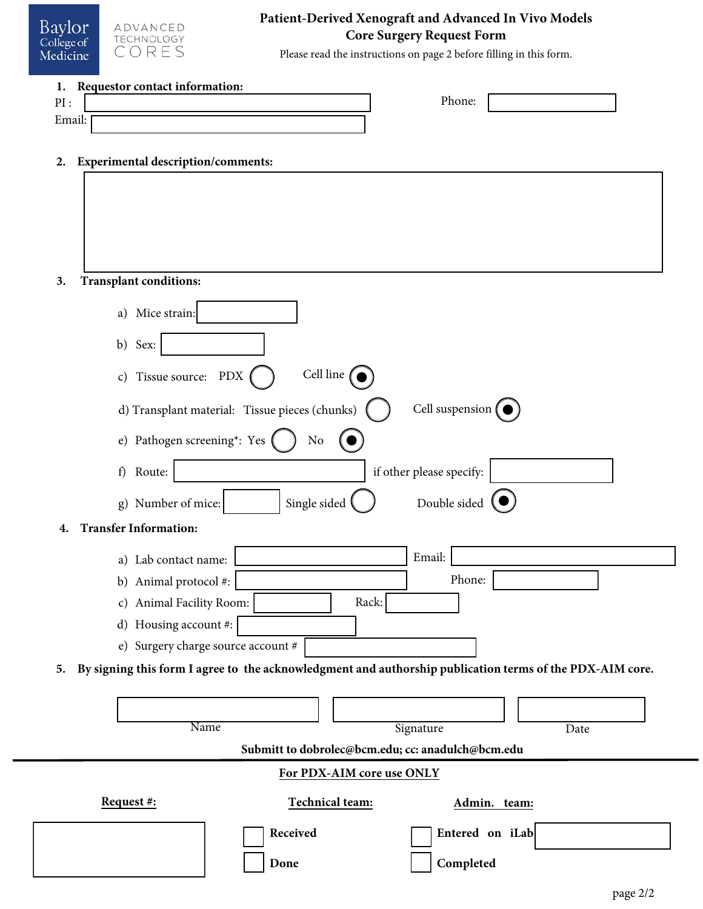Baylor College of Medicine ADVANCED TECHNOLOGY CORES

# Patient-Derived Xenograft and Advanced In Vivo Models Core Surgery Request Form

Please read the instructions on page 2 before filling in this form.

1. **Requestor contact information:**

PI : ______ Phone: ______

Email: ______

2. **Experimental description/comments:**

______

3. **Transplant conditions:**

a) Mice strain: ______

b) Sex: ______

c) Tissue source: PDX ○ Cell line ◉

d) Transplant material: Tissue pieces (chunks) ○ Cell suspension ◉

e) Pathogen screening*: Yes ○ No ◉

f) Route: ______ if other please specify: ______

g) Number of mice: ______ Single sided ○ Double sided ◉

4. **Transfer Information:**

a) Lab contact name: ______ Email: ______

b) Animal protocol #: ______ Phone: ______

c) Animal Facility Room: ______ Rack: ______

d) Housing account #: ______

e) Surgery charge source account # ______

5. **By signing this form I agree to the acknowledgment and authorship publication terms of the PDX-AIM core.**

| Name | Signature | Date |
|---|---|---|
| | | |

**Submitt to dobrolec@bcm.edu; cc: anadulch@bcm.edu**

---

**For PDX-AIM core use ONLY**

**Request #:** ______

**Technical team:**

- ☐ **Received**
- ☐ **Done**

**Admin. team:**

- ☐ **Entered on iLab** ______
- ☐ **Completed**